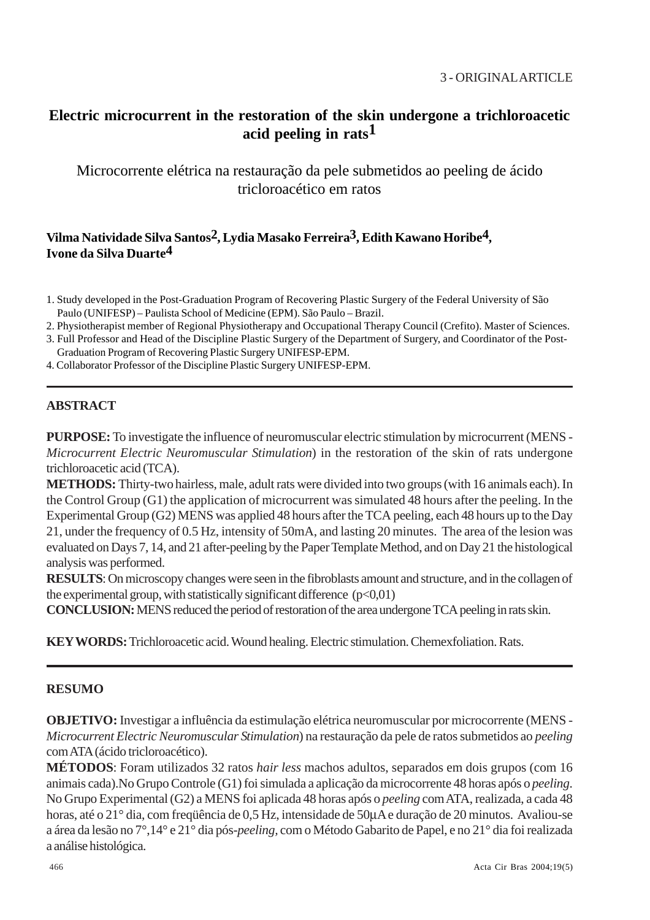3 - ORIGINAL ARTICLE

# Electric microcurrent in the restoration of the skin undergone a trichloroacetic acid peeling in rats[1]

## Microcorrente elétrica na restauração da pele submetidos ao peeling de ácido tricloroacético em ratos

**Vilma Natividade Silva Santos[2], Lydia Masako Ferreira[3], Edith Kawano Horibe[4], Ivone da Silva Duarte[4]**

1. Study developed in the Post-Graduation Program of Recovering Plastic Surgery of the Federal University of São Paulo (UNIFESP) – Paulista School of Medicine (EPM). São Paulo – Brazil.
2. Physiotherapist member of Regional Physiotherapy and Occupational Therapy Council (Crefito). Master of Sciences.
3. Full Professor and Head of the Discipline Plastic Surgery of the Department of Surgery, and Coordinator of the Post-Graduation Program of Recovering Plastic Surgery UNIFESP-EPM.
4. Collaborator Professor of the Discipline Plastic Surgery UNIFESP-EPM.

---

### ABSTRACT

**PURPOSE:** To investigate the influence of neuromuscular electric stimulation by microcurrent (MENS - *Microcurrent Electric Neuromuscular Stimulation*) in the restoration of the skin of rats undergone trichloroacetic acid (TCA).
**METHODS:** Thirty-two hairless, male, adult rats were divided into two groups (with 16 animals each). In the Control Group (G1) the application of microcurrent was simulated 48 hours after the peeling. In the Experimental Group (G2) MENS was applied 48 hours after the TCA peeling, each 48 hours up to the Day 21, under the frequency of 0.5 Hz, intensity of 50mA, and lasting 20 minutes. The area of the lesion was evaluated on Days 7, 14, and 21 after-peeling by the Paper Template Method, and on Day 21 the histological analysis was performed.
**RESULTS**: On microscopy changes were seen in the fibroblasts amount and structure, and in the collagen of the experimental group, with statistically significant difference ($p<0,01$)
**CONCLUSION:** MENS reduced the period of restoration of the area undergone TCA peeling in rats skin.

**KEY WORDS:** Trichloroacetic acid. Wound healing. Electric stimulation. Chemexfoliation. Rats.

---

### RESUMO

**OBJETIVO:** Investigar a influência da estimulação elétrica neuromuscular por microcorrente (MENS - *Microcurrent Electric Neuromuscular Stimulation*) na restauração da pele de ratos submetidos ao *peeling* com ATA (ácido tricloroacético).
**MÉTODOS**: Foram utilizados 32 ratos *hair less* machos adultos, separados em dois grupos (com 16 animais cada).No Grupo Controle (G1) foi simulada a aplicação da microcorrente 48 horas após o *peeling*. No Grupo Experimental (G2) a MENS foi aplicada 48 horas após o *peeling* com ATA, realizada, a cada 48 horas, até o 21° dia, com freqüência de 0,5 Hz, intensidade de 50µA e duração de 20 minutos. Avaliou-se a área da lesão no 7°,14° e 21° dia pós-*peeling*, com o Método Gabarito de Papel, e no 21° dia foi realizada a análise histológica.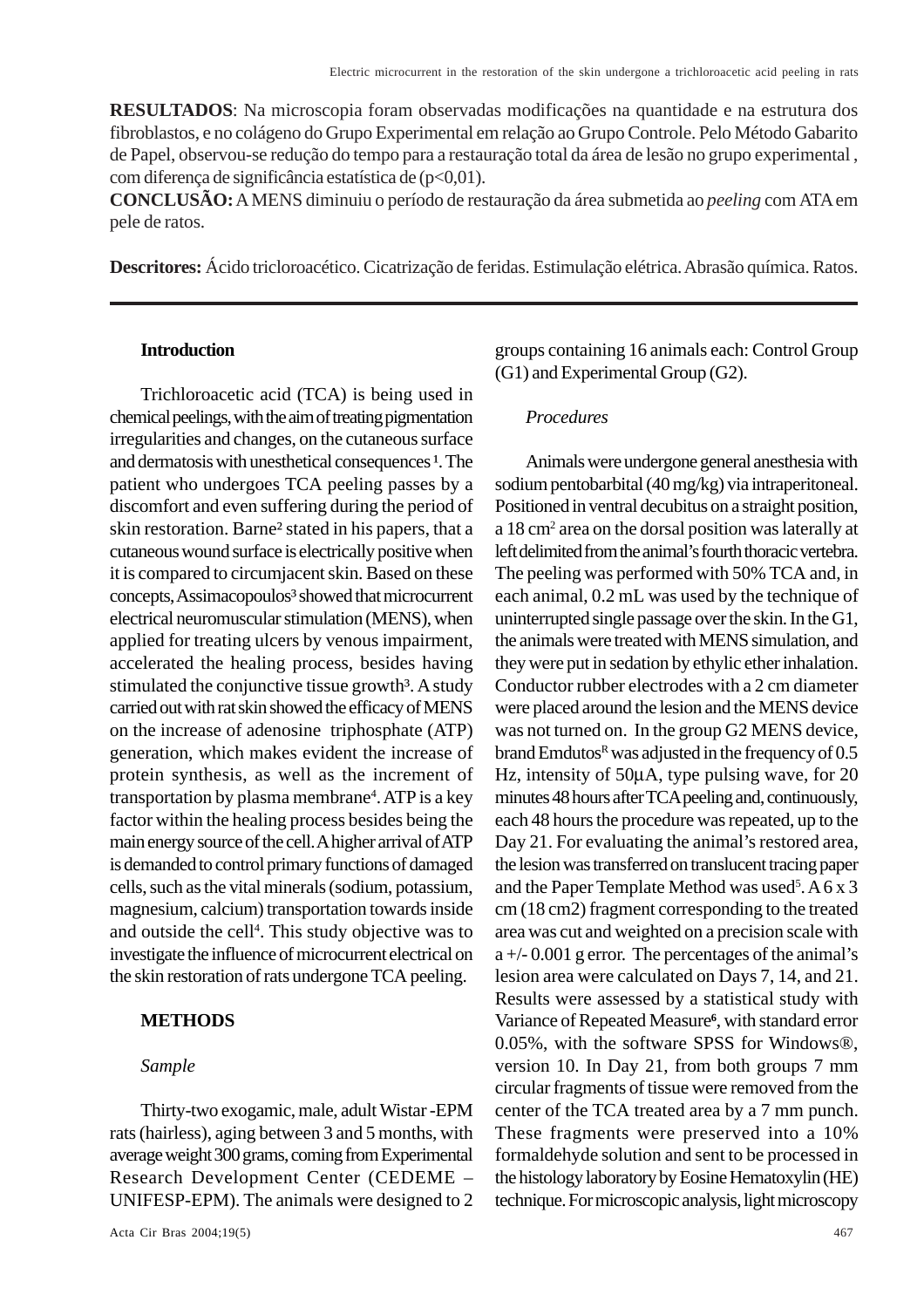**RESULTADOS**: Na microscopia foram observadas modificações na quantidade e na estrutura dos fibroblastos, e no colágeno do Grupo Experimental em relação ao Grupo Controle. Pelo Método Gabarito de Papel, observou-se redução do tempo para a restauração total da área de lesão no grupo experimental , com diferença de significância estatística de (p<0,01).
**CONCLUSÃO:** A MENS diminuiu o período de restauração da área submetida ao *peeling* com ATA em pele de ratos.

**Descritores:** Ácido tricloroacético. Cicatrização de feridas. Estimulação elétrica. Abrasão química. Ratos.

---

## Introduction

Trichloroacetic acid (TCA) is being used in chemical peelings, with the aim of treating pigmentation irregularities and changes, on the cutaneous surface and dermatosis with unesthetical consequences [1]. The patient who undergoes TCA peeling passes by a discomfort and even suffering during the period of skin restoration. Barne[2] stated in his papers, that a cutaneous wound surface is electrically positive when it is compared to circumjacent skin. Based on these concepts, Assimacopoulos[3] showed that microcurrent electrical neuromuscular stimulation (MENS), when applied for treating ulcers by venous impairment, accelerated the healing process, besides having stimulated the conjunctive tissue growth[3]. A study carried out with rat skin showed the efficacy of MENS on the increase of adenosine triphosphate (ATP) generation, which makes evident the increase of protein synthesis, as well as the increment of transportation by plasma membrane[4]. ATP is a key factor within the healing process besides being the main energy source of the cell. A higher arrival of ATP is demanded to control primary functions of damaged cells, such as the vital minerals (sodium, potassium, magnesium, calcium) transportation towards inside and outside the cell[4]. This study objective was to investigate the influence of microcurrent electrical on the skin restoration of rats undergone TCA peeling.

## METHODS

### *Sample*

Thirty-two exogamic, male, adult Wistar -EPM rats (hairless), aging between 3 and 5 months, with average weight 300 grams, coming from Experimental Research Development Center (CEDEME – UNIFESP-EPM). The animals were designed to 2 groups containing 16 animals each: Control Group (G1) and Experimental Group (G2).

### *Procedures*

Animals were undergone general anesthesia with sodium pentobarbital (40 mg/kg) via intraperitoneal. Positioned in ventral decubitus on a straight position, a 18 $cm^2$ area on the dorsal position was laterally at left delimited from the animal's fourth thoracic vertebra. The peeling was performed with 50% TCA and, in each animal, 0.2 mL was used by the technique of uninterrupted single passage over the skin. In the G1, the animals were treated with MENS simulation, and they were put in sedation by ethylic ether inhalation. Conductor rubber electrodes with a 2 cm diameter were placed around the lesion and the MENS device was not turned on. In the group G2 MENS device, brand Emdutos[R] was adjusted in the frequency of 0.5 Hz, intensity of 50μA, type pulsing wave, for 20 minutes 48 hours after TCA peeling and, continuously, each 48 hours the procedure was repeated, up to the Day 21. For evaluating the animal's restored area, the lesion was transferred on translucent tracing paper and the Paper Template Method was used[5]. A 6 x 3 cm (18 cm2) fragment corresponding to the treated area was cut and weighted on a precision scale with a +/- 0.001 g error. The percentages of the animal's lesion area were calculated on Days 7, 14, and 21. Results were assessed by a statistical study with Variance of Repeated Measure[6], with standard error 0.05%, with the software SPSS for Windows®, version 10. In Day 21, from both groups 7 mm circular fragments of tissue were removed from the center of the TCA treated area by a 7 mm punch. These fragments were preserved into a 10% formaldehyde solution and sent to be processed in the histology laboratory by Eosine Hematoxylin (HE) technique. For microscopic analysis, light microscopy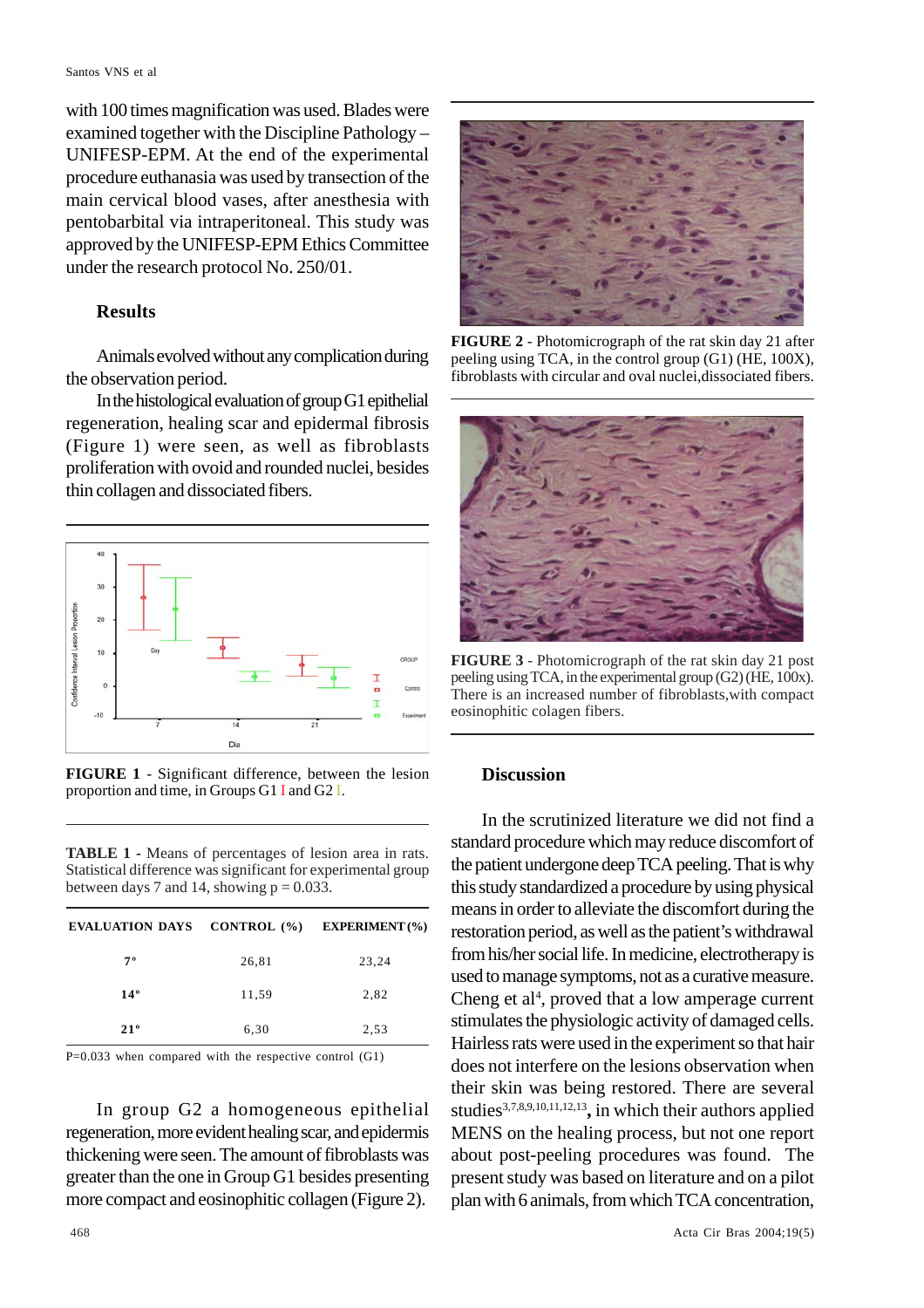with 100 times magnification was used. Blades were examined together with the Discipline Pathology – UNIFESP-EPM. At the end of the experimental procedure euthanasia was used by transection of the main cervical blood vases, after anesthesia with pentobarbital via intraperitoneal. This study was approved by the UNIFESP-EPM Ethics Committee under the research protocol No. 250/01.

## Results

Animals evolved without any complication during the observation period.

In the histological evaluation of group G1 epithelial regeneration, healing scar and epidermal fibrosis (Figure 1) were seen, as well as fibroblasts proliferation with ovoid and rounded nuclei, besides thin collagen and dissociated fibers.

**FIGURE 1** - Significant difference, between the lesion proportion and time, in Groups G1 I and G2 I.

**TABLE 1** - Means of percentages of lesion area in rats. Statistical difference was significant for experimental group between days 7 and 14, showing p = 0.033.

| EVALUATION DAYS | CONTROL (%) | EXPERIMENT (%) |
|---|---|---|
| 7º | 26,81 | 23,24 |
| 14º | 11,59 | 2,82 |
| 21º | 6,30 | 2,53 |

P=0.033 when compared with the respective control (G1)

In group G2 a homogeneous epithelial regeneration, more evident healing scar, and epidermis thickening were seen. The amount of fibroblasts was greater than the one in Group G1 besides presenting more compact and eosinophitic collagen (Figure 2).

**FIGURE 2** - Photomicrograph of the rat skin day 21 after peeling using TCA, in the control group (G1) (HE, 100X), fibroblasts with circular and oval nuclei,dissociated fibers.

**FIGURE 3** - Photomicrograph of the rat skin day 21 post peeling using TCA, in the experimental group (G2) (HE, 100x). There is an increased number of fibroblasts,with compact eosinophitic colagen fibers.

## Discussion

In the scrutinized literature we did not find a standard procedure which may reduce discomfort of the patient undergone deep TCA peeling. That is why this study standardized a procedure by using physical means in order to alleviate the discomfort during the restoration period, as well as the patient's withdrawal from his/her social life. In medicine, electrotherapy is used to manage symptoms, not as a curative measure. Cheng et al[4], proved that a low amperage current stimulates the physiologic activity of damaged cells. Hairless rats were used in the experiment so that hair does not interfere on the lesions observation when their skin was being restored. There are several studies[3,7,8,9,10,11,12,13], in which their authors applied MENS on the healing process, but not one report about post-peeling procedures was found. The present study was based on literature and on a pilot plan with 6 animals, from which TCA concentration,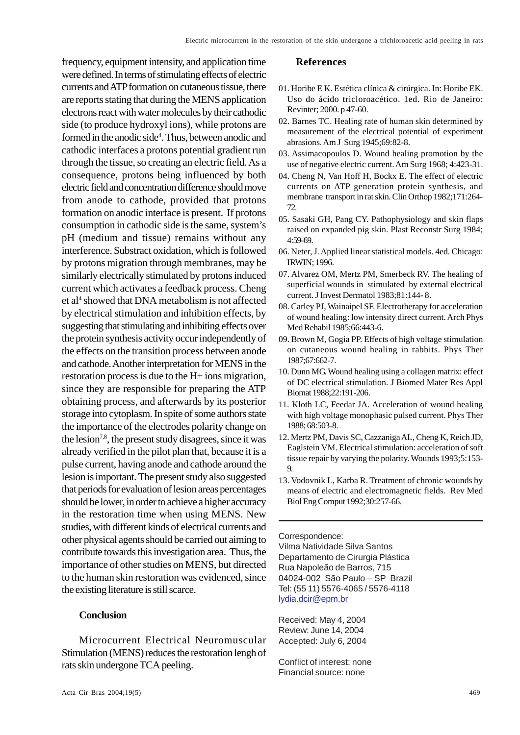frequency, equipment intensity, and application time were defined. In terms of stimulating effects of electric currents and ATP formation on cutaneous tissue, there are reports stating that during the MENS application electrons react with water molecules by their cathodic side (to produce hydroxyl ions), while protons are formed in the anodic side[4]. Thus, between anodic and cathodic interfaces a protons potential gradient run through the tissue, so creating an electric field. As a consequence, protons being influenced by both electric field and concentration difference should move from anode to cathode, provided that protons formation on anodic interface is present. If protons consumption in cathodic side is the same, system's pH (medium and tissue) remains without any interference. Substract oxidation, which is followed by protons migration through membranes, may be similarly electrically stimulated by protons induced current which activates a feedback process. Cheng et al[4] showed that DNA metabolism is not affected by electrical stimulation and inhibition effects, by suggesting that stimulating and inhibiting effects over the protein synthesis activity occur independently of the effects on the transition process between anode and cathode. Another interpretation for MENS in the restoration process is due to the H+ ions migration, since they are responsible for preparing the ATP obtaining process, and afterwards by its posterior storage into cytoplasm. In spite of some authors state the importance of the electrodes polarity change on the lesion[7,8], the present study disagrees, since it was already verified in the pilot plan that, because it is a pulse current, having anode and cathode around the lesion is important. The present study also suggested that periods for evaluation of lesion areas percentages should be lower, in order to achieve a higher accuracy in the restoration time when using MENS. New studies, with different kinds of electrical currents and other physical agents should be carried out aiming to contribute towards this investigation area. Thus, the importance of other studies on MENS, but directed to the human skin restoration was evidenced, since the existing literature is still scarce.

## Conclusion

Microcurrent Electrical Neuromuscular Stimulation (MENS) reduces the restoration lengh of rats skin undergone TCA peeling.

## References

01. Horibe E K. Estética clínica & cirúrgica. In: Horibe EK. Uso do ácido tricloroacético. 1ed. Rio de Janeiro: Revinter; 2000. p 47-60.
02. Barnes TC. Healing rate of human skin determined by measurement of the electrical potential of experiment abrasions. Am J Surg 1945;69:82-8.
03. Assimacopoulos D. Wound healing promotion by the use of negative electric current. Am Surg 1968; 4:423-31.
04. Cheng N, Van Hoff H, Bockx E. The effect of electric currents on ATP generation protein synthesis, and membrane transport in rat skin. Clin Orthop 1982;171:264-72.
05. Sasaki GH, Pang CY. Pathophysiology and skin flaps raised on expanded pig skin. Plast Reconstr Surg 1984; 4:59-69.
06. Neter, J. Applied linear statistical models. 4ed. Chicago: IRWIN; 1996.
07. Alvarez OM, Mertz PM, Smerbeck RV. The healing of superficial wounds in stimulated by external electrical current. J Invest Dermatol 1983;81:144- 8.
08. Carley PJ, Wainapel SF. Electrotherapy for acceleration of wound healing: low intensity direct current. Arch Phys Med Rehabil 1985;66:443-6.
09. Brown M, Gogia PP. Effects of high voltage stimulation on cutaneous wound healing in rabbits. Phys Ther 1987;67:662-7.
10. Dunn MG. Wound healing using a collagen matrix: effect of DC electrical stimulation. J Biomed Mater Res Appl Biomat 1988;22:191-206.
11. Kloth LC, Feedar JA. Acceleration of wound healing with high voltage monophasic pulsed current. Phys Ther 1988; 68:503-8.
12. Mertz PM, Davis SC, Cazzaniga AL, Cheng K, Reich JD, Eaglstein VM. Electrical stimulation: acceleration of soft tissue repair by varying the polarity. Wounds 1993;5:153-9.
13. Vodovnik L, Karba R. Treatment of chronic wounds by means of electric and electromagnetic fields. Rev Med Biol Eng Comput 1992;30:257-66.

Correspondence:
Vilma Natividade Silva Santos
Departamento de Cirurgia Plástica
Rua Napoleão de Barros, 715
04024-002 São Paulo – SP Brazil
Tel: (55 11) 5576-4065 / 5576-4118
lydia.dcir@epm.br

Received: May 4, 2004
Review: June 14, 2004
Accepted: July 6, 2004

Conflict of interest: none
Financial source: none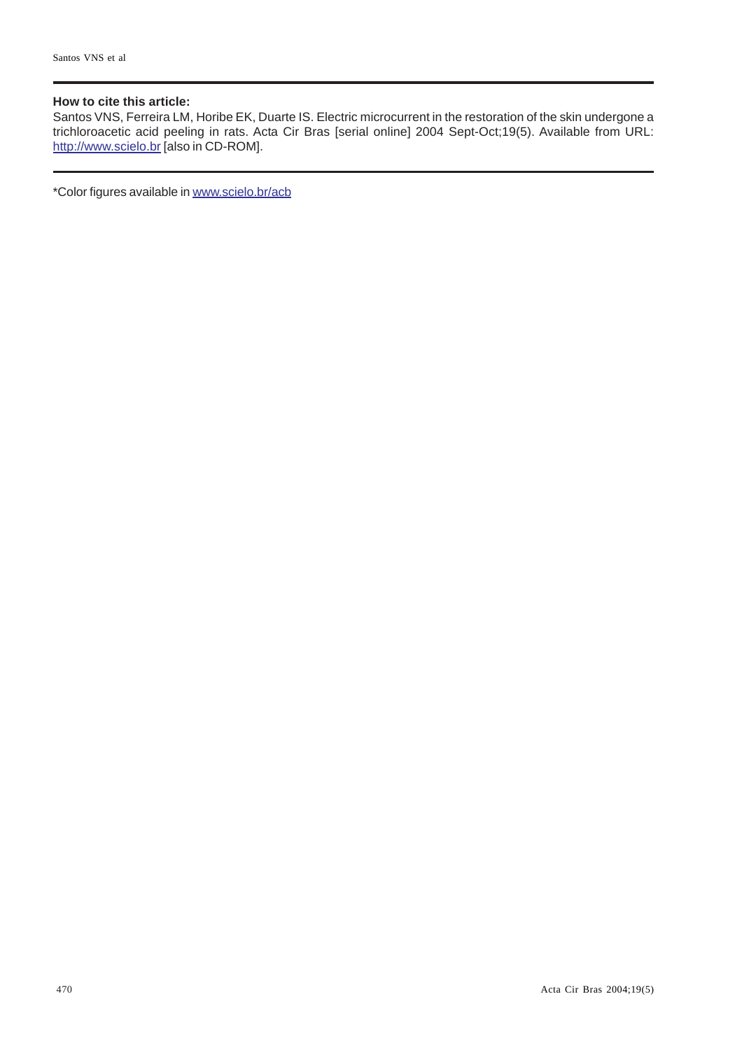**How to cite this article:**

Santos VNS, Ferreira LM, Horibe EK, Duarte IS. Electric microcurrent in the restoration of the skin undergone a trichloroacetic acid peeling in rats. Acta Cir Bras [serial online] 2004 Sept-Oct;19(5). Available from URL: http://www.scielo.br [also in CD-ROM].

*Color figures available in www.scielo.br/acb